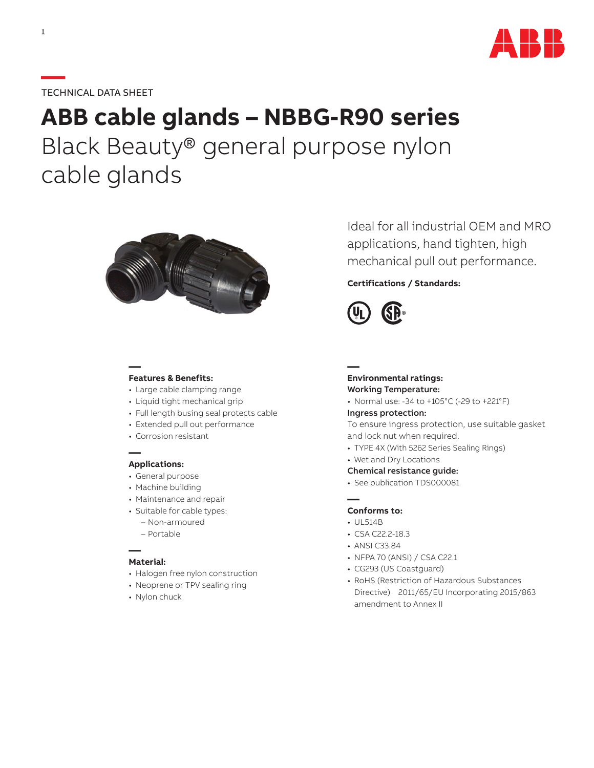TECHNICAL DATA SHEET

# ABB cable glands – NBBG-R90 series

## Black Beauty® general purpose nylon cable glands

Ideal for all industrial OEM and MRO applications, hand tighten, high mechanical pull out performance.

**Certifications / Standards:**

**Features & Benefits:**
- Large cable clamping range
- Liquid tight mechanical grip
- Full length busing seal protects cable
- Extended pull out performance
- Corrosion resistant

**Applications:**
- General purpose
- Machine building
- Maintenance and repair
- Suitable for cable types:
  - Non-armoured
  - Portable

**Material:**
- Halogen free nylon construction
- Neoprene or TPV sealing ring
- Nylon chuck

**Environmental ratings:**

**Working Temperature:**
- Normal use: -34 to +105°C (-29 to +221°F)

**Ingress protection:**

To ensure ingress protection, use suitable gasket and lock nut when required.
- TYPE 4X (With 5262 Series Sealing Rings)
- Wet and Dry Locations

**Chemical resistance guide:**
- See publication TDS000081

**Conforms to:**
- UL514B
- CSA C22.2-18.3
- ANSI C33.84
- NFPA 70 (ANSI) / CSA C22.1
- CG293 (US Coastguard)
- RoHS (Restriction of Hazardous Substances Directive) 2011/65/EU Incorporating 2015/863 amendment to Annex II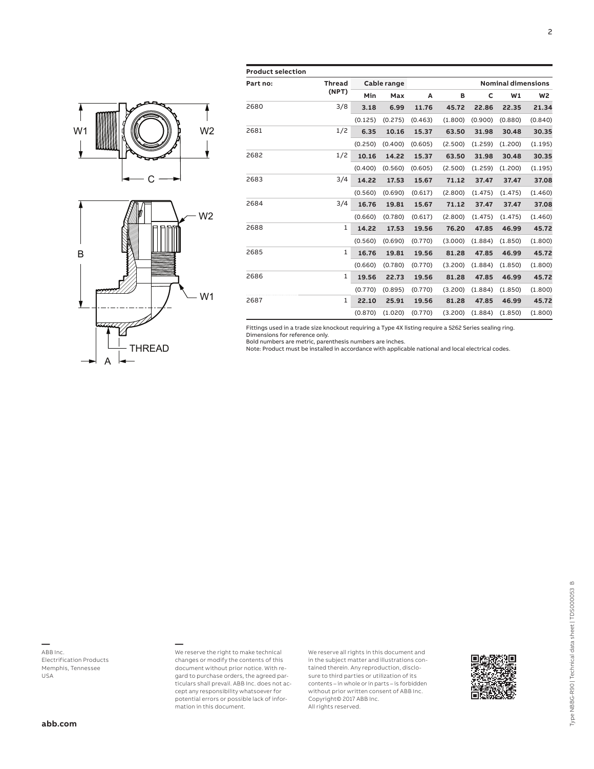**Product selection**

| Part no: | Thread (NPT) | Cable range | | Nominal dimensions | | | | |
|---|---|---|---|---|---|---|---|---|
| | | Min | Max | A | B | C | W1 | W2 |
| 2680 | 3/8 | **3.18** | **6.99** | **11.76** | **45.72** | **22.86** | **22.35** | **21.34** |
| | | (0.125) | (0.275) | (0.463) | (1.800) | (0.900) | (0.880) | (0.840) |
| 2681 | 1/2 | **6.35** | **10.16** | **15.37** | **63.50** | **31.98** | **30.48** | **30.35** |
| | | (0.250) | (0.400) | (0.605) | (2.500) | (1.259) | (1.200) | (1.195) |
| 2682 | 1/2 | **10.16** | **14.22** | **15.37** | **63.50** | **31.98** | **30.48** | **30.35** |
| | | (0.400) | (0.560) | (0.605) | (2.500) | (1.259) | (1.200) | (1.195) |
| 2683 | 3/4 | **14.22** | **17.53** | **15.67** | **71.12** | **37.47** | **37.47** | **37.08** |
| | | (0.560) | (0.690) | (0.617) | (2.800) | (1.475) | (1.475) | (1.460) |
| 2684 | 3/4 | **16.76** | **19.81** | **15.67** | **71.12** | **37.47** | **37.47** | **37.08** |
| | | (0.660) | (0.780) | (0.617) | (2.800) | (1.475) | (1.475) | (1.460) |
| 2688 | 1 | **14.22** | **17.53** | **19.56** | **76.20** | **47.85** | **46.99** | **45.72** |
| | | (0.560) | (0.690) | (0.770) | (3.000) | (1.884) | (1.850) | (1.800) |
| 2685 | 1 | **16.76** | **19.81** | **19.56** | **81.28** | **47.85** | **46.99** | **45.72** |
| | | (0.660) | (0.780) | (0.770) | (3.200) | (1.884) | (1.850) | (1.800) |
| 2686 | 1 | **19.56** | **22.73** | **19.56** | **81.28** | **47.85** | **46.99** | **45.72** |
| | | (0.770) | (0.895) | (0.770) | (3.200) | (1.884) | (1.850) | (1.800) |
| 2687 | 1 | **22.10** | **25.91** | **19.56** | **81.28** | **47.85** | **46.99** | **45.72** |
| | | (0.870) | (1.020) | (0.770) | (3.200) | (1.884) | (1.850) | (1.800) |

Fittings used in a trade size knockout requiring a Type 4X listing require a 5262 Series sealing ring.
Dimensions for reference only.
Bold numbers are metric, parenthesis numbers are inches.
Note: Product must be installed in accordance with applicable national and local electrical codes.

W1
W2
C
B
W2
W1
THREAD
A

ABB Inc.
Electrification Products
Memphis, Tennessee
USA

We reserve the right to make technical changes or modify the contents of this document without prior notice. With regard to purchase orders, the agreed particulars shall prevail. ABB Inc. does not accept any responsibility whatsoever for potential errors or possible lack of information in this document.

We reserve all rights in this document and in the subject matter and illustrations contained therein. Any reproduction, disclosure to third parties or utilization of its contents – in whole or in parts – is forbidden without prior written consent of ABB Inc.
Copyright© 2017 ABB Inc.
All rights reserved.

**abb.com**

Type NBBG-R90 | Technical data sheet | TDS000053 B